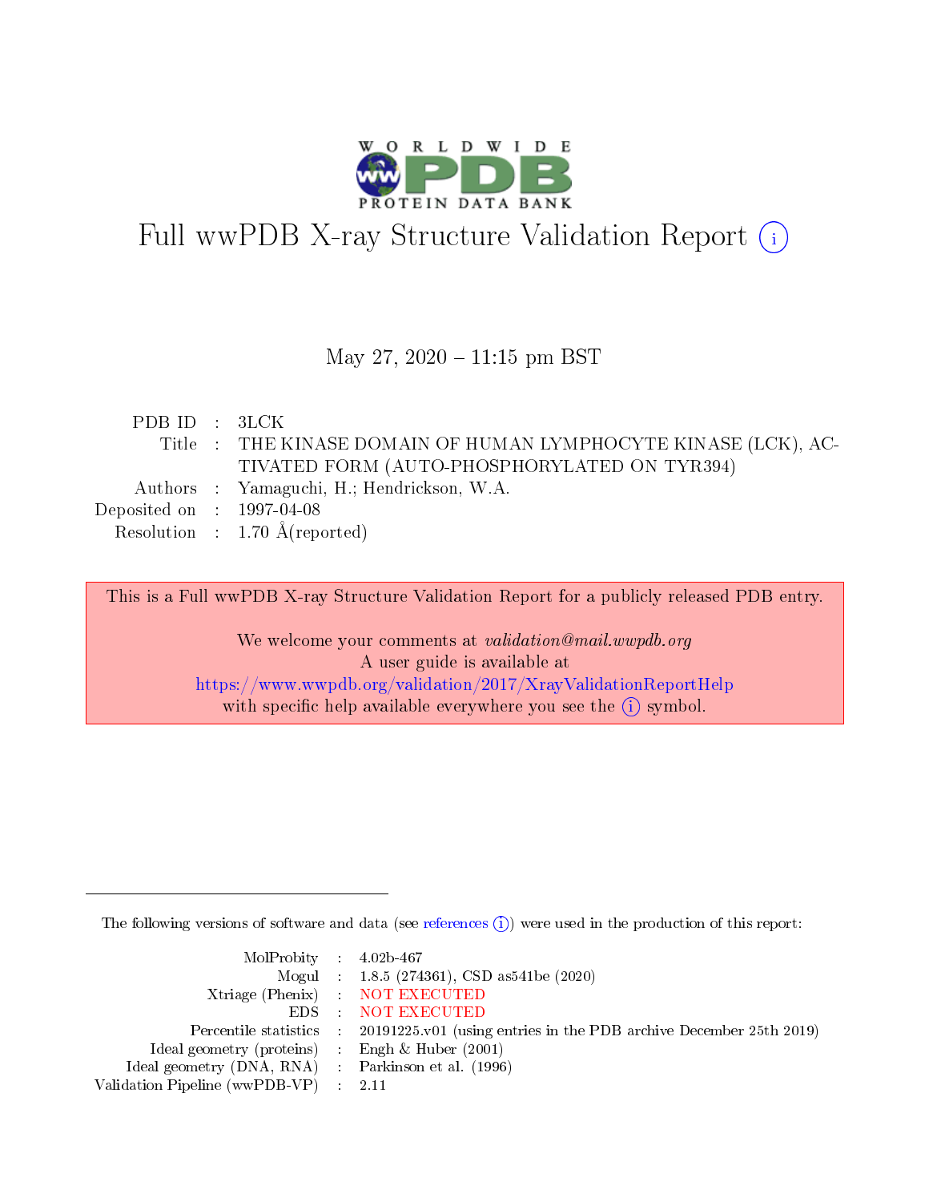# Full wwPDB X-ray Structure Validation Report (i)

May 27, 2020 – 11:15 pm BST

| | | |
|---|---|---|
| PDB ID | : | 3LCK |
| Title | : | THE KINASE DOMAIN OF HUMAN LYMPHOCYTE KINASE (LCK), ACTIVATED FORM (AUTO-PHOSPHORYLATED ON TYR394) |
| Authors | : | Yamaguchi, H.; Hendrickson, W.A. |
| Deposited on | : | 1997-04-08 |
| Resolution | : | 1.70 Å(reported) |

This is a Full wwPDB X-ray Structure Validation Report for a publicly released PDB entry.

We welcome your comments at *validation@mail.wwpdb.org*
A user guide is available at
https://www.wwpdb.org/validation/2017/XrayValidationReportHelp
with specific help available everywhere you see the (i) symbol.

The following versions of software and data (see references (i)) were used in the production of this report:

| | | |
|---|---|---|
| MolProbity | : | 4.02b-467 |
| Mogul | : | 1.8.5 (274361), CSD as541be (2020) |
| Xtriage (Phenix) | : | NOT EXECUTED |
| EDS | : | NOT EXECUTED |
| Percentile statistics | : | 20191225.v01 (using entries in the PDB archive December 25th 2019) |
| Ideal geometry (proteins) | : | Engh & Huber (2001) |
| Ideal geometry (DNA, RNA) | : | Parkinson et al. (1996) |
| Validation Pipeline (wwPDB-VP) | : | 2.11 |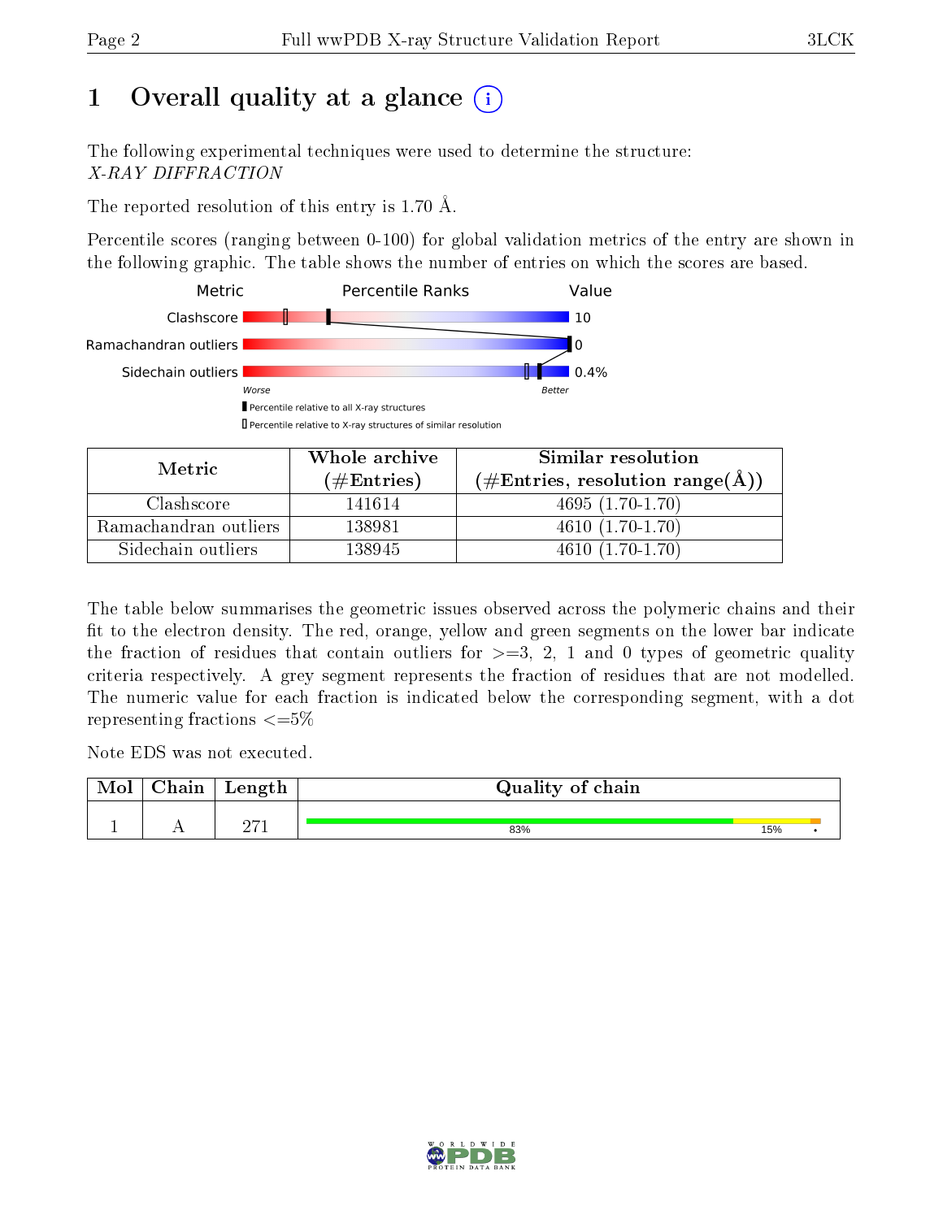# 1 Overall quality at a glance

The following experimental techniques were used to determine the structure:
*X-RAY DIFFRACTION*

The reported resolution of this entry is 1.70 Å.

Percentile scores (ranging between 0-100) for global validation metrics of the entry are shown in the following graphic. The table shows the number of entries on which the scores are based.

| Metric | Value |
|---|---|
| Clashscore | 10 |
| Ramachandran outliers | 0 |
| Sidechain outliers | 0.4% |

| Metric | Whole archive (#Entries) | Similar resolution (#Entries, resolution range(Å)) |
|---|---|---|
| Clashscore | 141614 | 4695 (1.70-1.70) |
| Ramachandran outliers | 138981 | 4610 (1.70-1.70) |
| Sidechain outliers | 138945 | 4610 (1.70-1.70) |

The table below summarises the geometric issues observed across the polymeric chains and their fit to the electron density. The red, orange, yellow and green segments on the lower bar indicate the fraction of residues that contain outliers for >=3, 2, 1 and 0 types of geometric quality criteria respectively. A grey segment represents the fraction of residues that are not modelled. The numeric value for each fraction is indicated below the corresponding segment, with a dot representing fractions <=5%

Note EDS was not executed.

| Mol | Chain | Length | Quality of chain |
|---|---|---|---|
| 1 | A | 271 | 83% 15% • |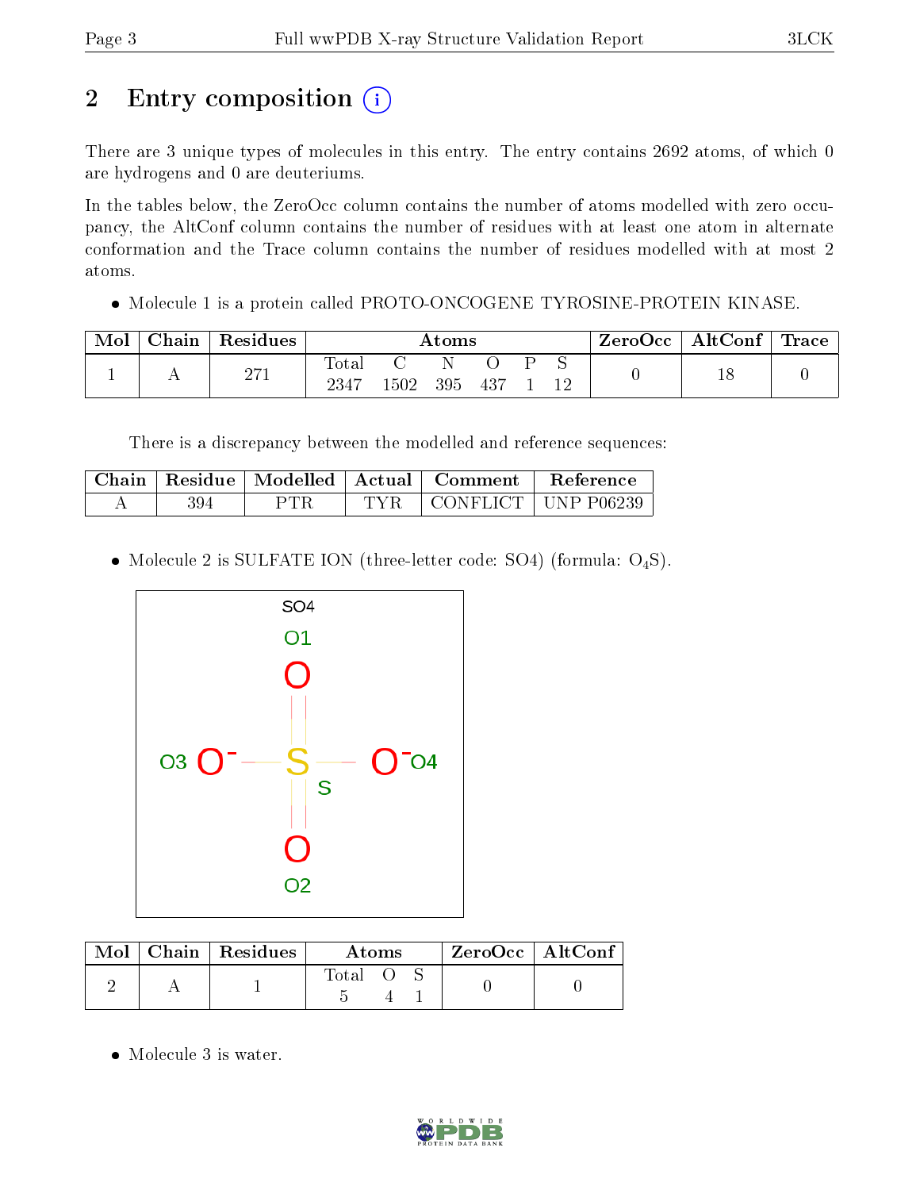# 2 Entry composition

There are 3 unique types of molecules in this entry. The entry contains 2692 atoms, of which 0 are hydrogens and 0 are deuteriums.

In the tables below, the ZeroOcc column contains the number of atoms modelled with zero occupancy, the AltConf column contains the number of residues with at least one atom in alternate conformation and the Trace column contains the number of residues modelled with at most 2 atoms.

- Molecule 1 is a protein called PROTO-ONCOGENE TYROSINE-PROTEIN KINASE.

| Mol | Chain | Residues | Atoms | | | | | | ZeroOcc | AltConf | Trace |
|---|---|---|---|---|---|---|---|---|---|---|---|
| | | | Total | C | N | O | P | S | | | |
| 1 | A | 271 | 2347 | 1502 | 395 | 437 | 1 | 12 | 0 | 18 | 0 |

There is a discrepancy between the modelled and reference sequences:

| Chain | Residue | Modelled | Actual | Comment | Reference |
|---|---|---|---|---|---|
| A | 394 | PTR | TYR | CONFLICT | UNP P06239 |

- Molecule 2 is SULFATE ION (three-letter code: SO4) (formula: $O_4S$).

| Mol | Chain | Residues | Atoms | | | ZeroOcc | AltConf |
|---|---|---|---|---|---|---|---|
| | | | Total | O | S | | |
| 2 | A | 1 | 5 | 4 | 1 | 0 | 0 |

- Molecule 3 is water.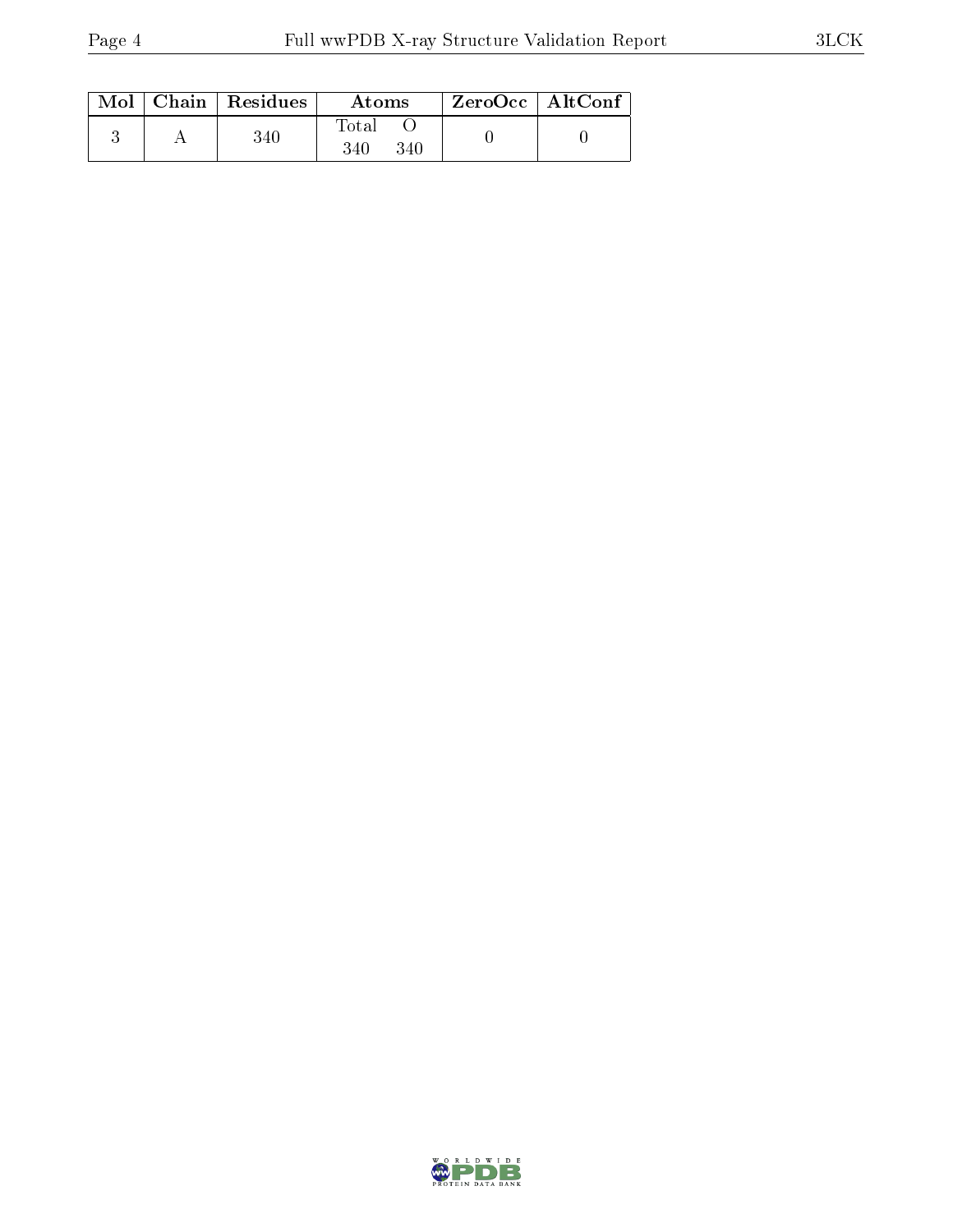| Mol | Chain | Residues | Atoms | | ZeroOcc | AltConf |
|---|---|---|---|---|---|---|
| | | | Total | O | | |
| 3 | A | 340 | 340 | 340 | 0 | 0 |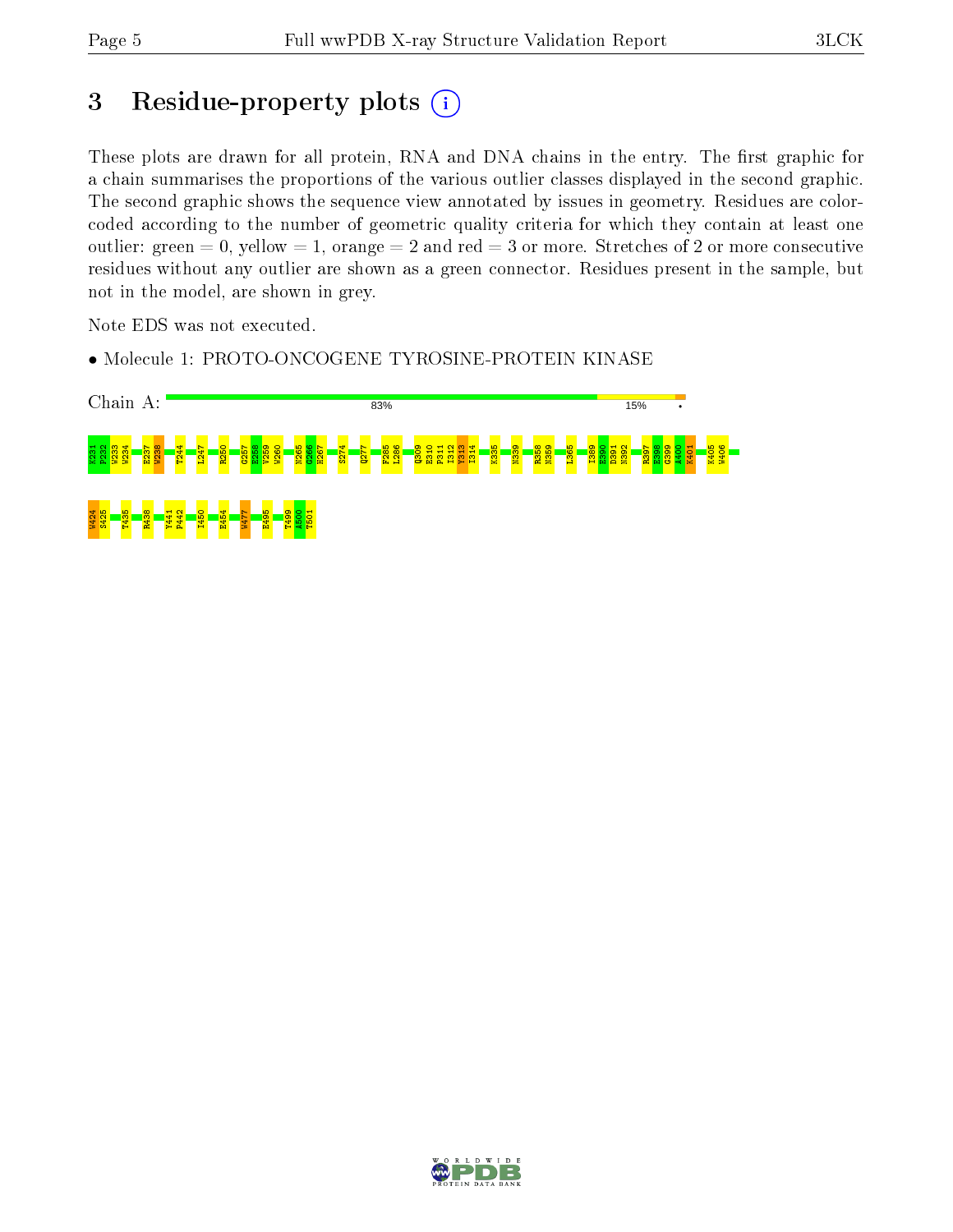# 3 Residue-property plots

These plots are drawn for all protein, RNA and DNA chains in the entry. The first graphic for a chain summarises the proportions of the various outlier classes displayed in the second graphic. The second graphic shows the sequence view annotated by issues in geometry. Residues are color-coded according to the number of geometric quality criteria for which they contain at least one outlier: green = 0, yellow = 1, orange = 2 and red = 3 or more. Stretches of 2 or more consecutive residues without any outlier are shown as a green connector. Residues present in the sample, but not in the model, are shown in grey.

Note EDS was not executed.

- Molecule 1: PROTO-ONCOGENE TYROSINE-PROTEIN KINASE

Chain A: 83% 15% •

K231 P232 W233 W234 E237 W238 T244 L247 R250 G257 E258 V259 W260 N265 G266 H267 S274 Q277 F285 L286 Q309 E310 P311 I312 Y313 I314 K335 N339 R358 N359 L365 I389 E390 D391 N392 R397 E398 G399 A400 K401 K405 W406 W424 S425 T435 R438 Y441 P442 I450 E454 W477 E495 T499 A500 T501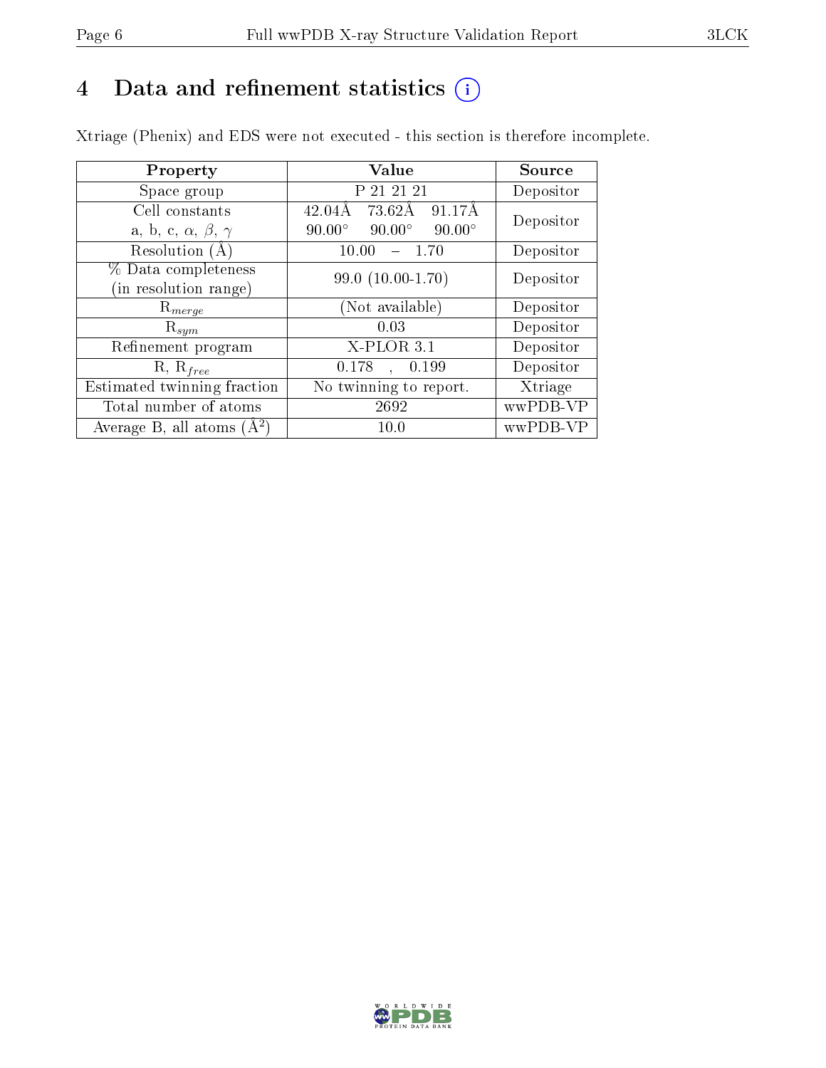# 4 Data and refinement statistics ⓘ

Xtriage (Phenix) and EDS were not executed - this section is therefore incomplete.

| Property | Value | Source |
|---|---|---|
| Space group | P 21 21 21 | Depositor |
| Cell constants<br>a, b, c, $\alpha$, $\beta$, $\gamma$ | 42.04Å 73.62Å 91.17Å<br>90.00° 90.00° 90.00° | Depositor |
| Resolution (Å) | 10.00 – 1.70 | Depositor |
| % Data completeness<br>(in resolution range) | 99.0 (10.00-1.70) | Depositor |
| $R_{merge}$ | (Not available) | Depositor |
| $R_{sym}$ | 0.03 | Depositor |
| Refinement program | X-PLOR 3.1 | Depositor |
| R, $R_{free}$ | 0.178 , 0.199 | Depositor |
| Estimated twinning fraction | No twinning to report. | Xtriage |
| Total number of atoms | 2692 | wwPDB-VP |
| Average B, all atoms (Å$^2$) | 10.0 | wwPDB-VP |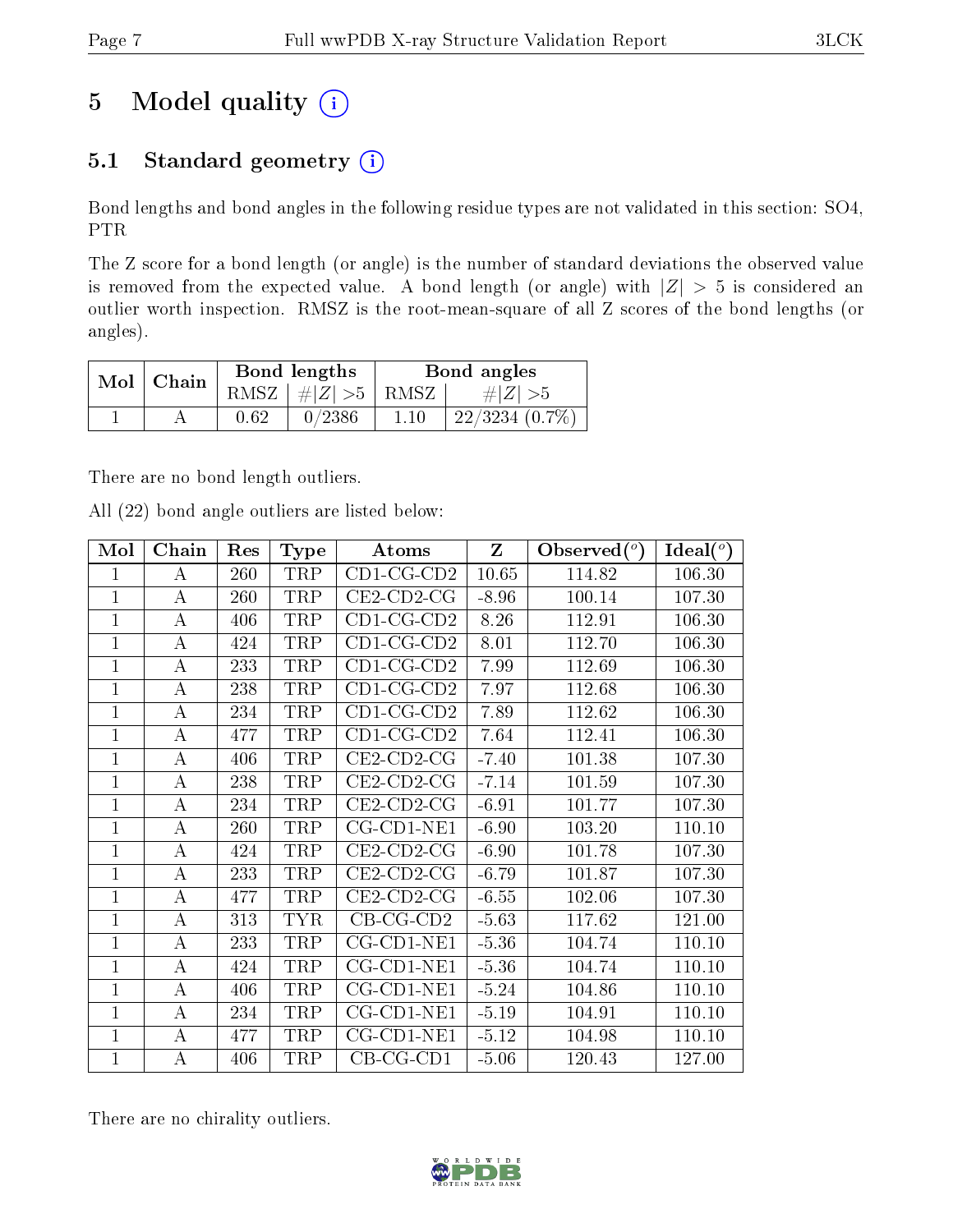# 5 Model quality (i)

## 5.1 Standard geometry (i)

Bond lengths and bond angles in the following residue types are not validated in this section: SO4, PTR

The Z score for a bond length (or angle) is the number of standard deviations the observed value is removed from the expected value. A bond length (or angle) with $|Z| > 5$ is considered an outlier worth inspection. RMSZ is the root-mean-square of all Z scores of the bond lengths (or angles).

| Mol | Chain | Bond lengths | | Bond angles | |
|---|---|---|---|---|---|
| | | RMSZ | #\|Z\| >5 | RMSZ | #\|Z\| >5 |
| 1 | A | 0.62 | 0/2386 | 1.10 | 22/3234 (0.7%) |

There are no bond length outliers.

All (22) bond angle outliers are listed below:

| Mol | Chain | Res | Type | Atoms | Z | Observed(°) | Ideal(°) |
|---|---|---|---|---|---|---|---|
| 1 | A | 260 | TRP | CD1-CG-CD2 | 10.65 | 114.82 | 106.30 |
| 1 | A | 260 | TRP | CE2-CD2-CG | -8.96 | 100.14 | 107.30 |
| 1 | A | 406 | TRP | CD1-CG-CD2 | 8.26 | 112.91 | 106.30 |
| 1 | A | 424 | TRP | CD1-CG-CD2 | 8.01 | 112.70 | 106.30 |
| 1 | A | 233 | TRP | CD1-CG-CD2 | 7.99 | 112.69 | 106.30 |
| 1 | A | 238 | TRP | CD1-CG-CD2 | 7.97 | 112.68 | 106.30 |
| 1 | A | 234 | TRP | CD1-CG-CD2 | 7.89 | 112.62 | 106.30 |
| 1 | A | 477 | TRP | CD1-CG-CD2 | 7.64 | 112.41 | 106.30 |
| 1 | A | 406 | TRP | CE2-CD2-CG | -7.40 | 101.38 | 107.30 |
| 1 | A | 238 | TRP | CE2-CD2-CG | -7.14 | 101.59 | 107.30 |
| 1 | A | 234 | TRP | CE2-CD2-CG | -6.91 | 101.77 | 107.30 |
| 1 | A | 260 | TRP | CG-CD1-NE1 | -6.90 | 103.20 | 110.10 |
| 1 | A | 424 | TRP | CE2-CD2-CG | -6.90 | 101.78 | 107.30 |
| 1 | A | 233 | TRP | CE2-CD2-CG | -6.79 | 101.87 | 107.30 |
| 1 | A | 477 | TRP | CE2-CD2-CG | -6.55 | 102.06 | 107.30 |
| 1 | A | 313 | TYR | CB-CG-CD2 | -5.63 | 117.62 | 121.00 |
| 1 | A | 233 | TRP | CG-CD1-NE1 | -5.36 | 104.74 | 110.10 |
| 1 | A | 424 | TRP | CG-CD1-NE1 | -5.36 | 104.74 | 110.10 |
| 1 | A | 406 | TRP | CG-CD1-NE1 | -5.24 | 104.86 | 110.10 |
| 1 | A | 234 | TRP | CG-CD1-NE1 | -5.19 | 104.91 | 110.10 |
| 1 | A | 477 | TRP | CG-CD1-NE1 | -5.12 | 104.98 | 110.10 |
| 1 | A | 406 | TRP | CB-CG-CD1 | -5.06 | 120.43 | 127.00 |

There are no chirality outliers.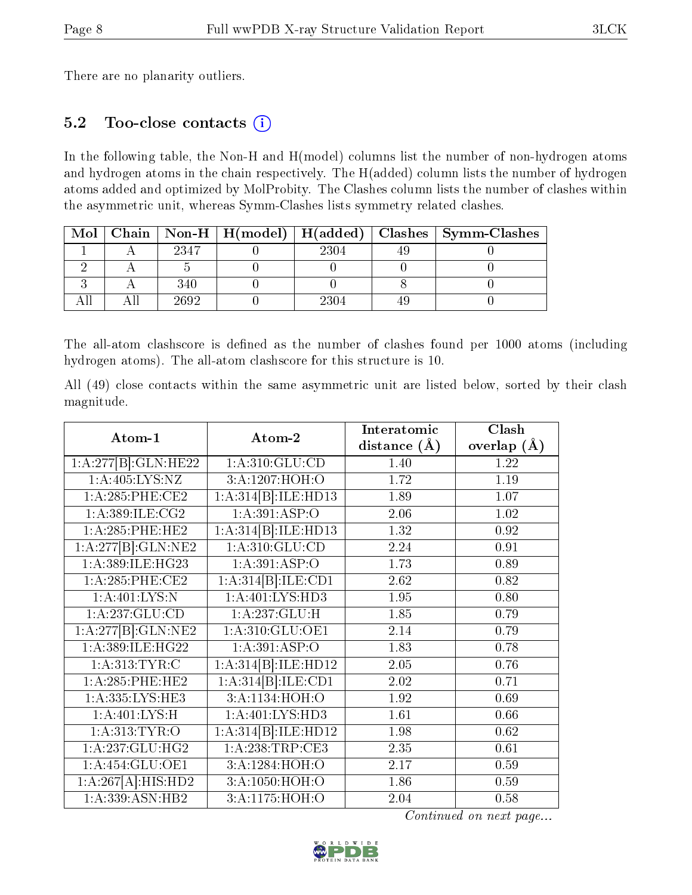There are no planarity outliers.

### 5.2 Too-close contacts (i)

In the following table, the Non-H and H(model) columns list the number of non-hydrogen atoms and hydrogen atoms in the chain respectively. The H(added) column lists the number of hydrogen atoms added and optimized by MolProbity. The Clashes column lists the number of clashes within the asymmetric unit, whereas Symm-Clashes lists symmetry related clashes.

| Mol | Chain | Non-H | H(model) | H(added) | Clashes | Symm-Clashes |
|---|---|---|---|---|---|---|
| 1 | A | 2347 | 0 | 2304 | 49 | 0 |
| 2 | A | 5 | 0 | 0 | 0 | 0 |
| 3 | A | 340 | 0 | 0 | 8 | 0 |
| All | All | 2692 | 0 | 2304 | 49 | 0 |

The all-atom clashscore is defined as the number of clashes found per 1000 atoms (including hydrogen atoms). The all-atom clashscore for this structure is 10.

All (49) close contacts within the same asymmetric unit are listed below, sorted by their clash magnitude.

| Atom-1 | Atom-2 | Interatomic distance (Å) | Clash overlap (Å) |
|---|---|---|---|
| 1:A:277[B]:GLN:HE22 | 1:A:310:GLU:CD | 1.40 | 1.22 |
| 1:A:405:LYS:NZ | 3:A:1207:HOH:O | 1.72 | 1.19 |
| 1:A:285:PHE:CE2 | 1:A:314[B]:ILE:HD13 | 1.89 | 1.07 |
| 1:A:389:ILE:CG2 | 1:A:391:ASP:O | 2.06 | 1.02 |
| 1:A:285:PHE:HE2 | 1:A:314[B]:ILE:HD13 | 1.32 | 0.92 |
| 1:A:277[B]:GLN:NE2 | 1:A:310:GLU:CD | 2.24 | 0.91 |
| 1:A:389:ILE:HG23 | 1:A:391:ASP:O | 1.73 | 0.89 |
| 1:A:285:PHE:CE2 | 1:A:314[B]:ILE:CD1 | 2.62 | 0.82 |
| 1:A:401:LYS:N | 1:A:401:LYS:HD3 | 1.95 | 0.80 |
| 1:A:237:GLU:CD | 1:A:237:GLU:H | 1.85 | 0.79 |
| 1:A:277[B]:GLN:NE2 | 1:A:310:GLU:OE1 | 2.14 | 0.79 |
| 1:A:389:ILE:HG22 | 1:A:391:ASP:O | 1.83 | 0.78 |
| 1:A:313:TYR:C | 1:A:314[B]:ILE:HD12 | 2.05 | 0.76 |
| 1:A:285:PHE:HE2 | 1:A:314[B]:ILE:CD1 | 2.02 | 0.71 |
| 1:A:335:LYS:HE3 | 3:A:1134:HOH:O | 1.92 | 0.69 |
| 1:A:401:LYS:H | 1:A:401:LYS:HD3 | 1.61 | 0.66 |
| 1:A:313:TYR:O | 1:A:314[B]:ILE:HD12 | 1.98 | 0.62 |
| 1:A:237:GLU:HG2 | 1:A:238:TRP:CE3 | 2.35 | 0.61 |
| 1:A:454:GLU:OE1 | 3:A:1284:HOH:O | 2.17 | 0.59 |
| 1:A:267[A]:HIS:HD2 | 3:A:1050:HOH:O | 1.86 | 0.59 |
| 1:A:339:ASN:HB2 | 3:A:1175:HOH:O | 2.04 | 0.58 |

*Continued on next page...*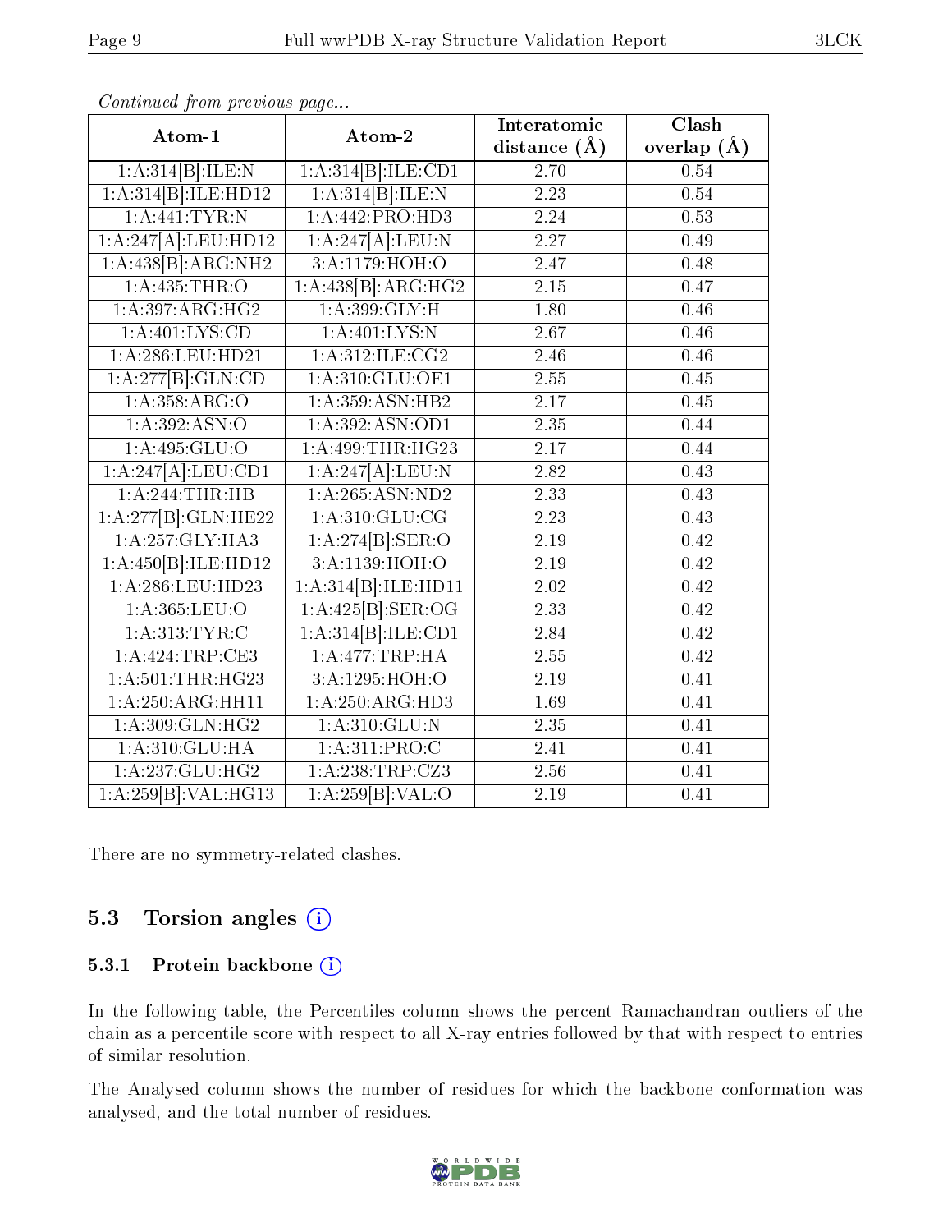*Continued from previous page...*

| Atom-1 | Atom-2 | Interatomic distance (Å) | Clash overlap (Å) |
|---|---|---|---|
| 1:A:314[B]:ILE:N | 1:A:314[B]:ILE:CD1 | 2.70 | 0.54 |
| 1:A:314[B]:ILE:HD12 | 1:A:314[B]:ILE:N | 2.23 | 0.54 |
| 1:A:441:TYR:N | 1:A:442:PRO:HD3 | 2.24 | 0.53 |
| 1:A:247[A]:LEU:HD12 | 1:A:247[A]:LEU:N | 2.27 | 0.49 |
| 1:A:438[B]:ARG:NH2 | 3:A:1179:HOH:O | 2.47 | 0.48 |
| 1:A:435:THR:O | 1:A:438[B]:ARG:HG2 | 2.15 | 0.47 |
| 1:A:397:ARG:HG2 | 1:A:399:GLY:H | 1.80 | 0.46 |
| 1:A:401:LYS:CD | 1:A:401:LYS:N | 2.67 | 0.46 |
| 1:A:286:LEU:HD21 | 1:A:312:ILE:CG2 | 2.46 | 0.46 |
| 1:A:277[B]:GLN:CD | 1:A:310:GLU:OE1 | 2.55 | 0.45 |
| 1:A:358:ARG:O | 1:A:359:ASN:HB2 | 2.17 | 0.45 |
| 1:A:392:ASN:O | 1:A:392:ASN:OD1 | 2.35 | 0.44 |
| 1:A:495:GLU:O | 1:A:499:THR:HG23 | 2.17 | 0.44 |
| 1:A:247[A]:LEU:CD1 | 1:A:247[A]:LEU:N | 2.82 | 0.43 |
| 1:A:244:THR:HB | 1:A:265:ASN:ND2 | 2.33 | 0.43 |
| 1:A:277[B]:GLN:HE22 | 1:A:310:GLU:CG | 2.23 | 0.43 |
| 1:A:257:GLY:HA3 | 1:A:274[B]:SER:O | 2.19 | 0.42 |
| 1:A:450[B]:ILE:HD12 | 3:A:1139:HOH:O | 2.19 | 0.42 |
| 1:A:286:LEU:HD23 | 1:A:314[B]:ILE:HD11 | 2.02 | 0.42 |
| 1:A:365:LEU:O | 1:A:425[B]:SER:OG | 2.33 | 0.42 |
| 1:A:313:TYR:C | 1:A:314[B]:ILE:CD1 | 2.84 | 0.42 |
| 1:A:424:TRP:CE3 | 1:A:477:TRP:HA | 2.55 | 0.42 |
| 1:A:501:THR:HG23 | 3:A:1295:HOH:O | 2.19 | 0.41 |
| 1:A:250:ARG:HH11 | 1:A:250:ARG:HD3 | 1.69 | 0.41 |
| 1:A:309:GLN:HG2 | 1:A:310:GLU:N | 2.35 | 0.41 |
| 1:A:310:GLU:HA | 1:A:311:PRO:C | 2.41 | 0.41 |
| 1:A:237:GLU:HG2 | 1:A:238:TRP:CZ3 | 2.56 | 0.41 |
| 1:A:259[B]:VAL:HG13 | 1:A:259[B]:VAL:O | 2.19 | 0.41 |

There are no symmetry-related clashes.

## 5.3 Torsion angles (i)

### 5.3.1 Protein backbone (i)

In the following table, the Percentiles column shows the percent Ramachandran outliers of the chain as a percentile score with respect to all X-ray entries followed by that with respect to entries of similar resolution.

The Analysed column shows the number of residues for which the backbone conformation was analysed, and the total number of residues.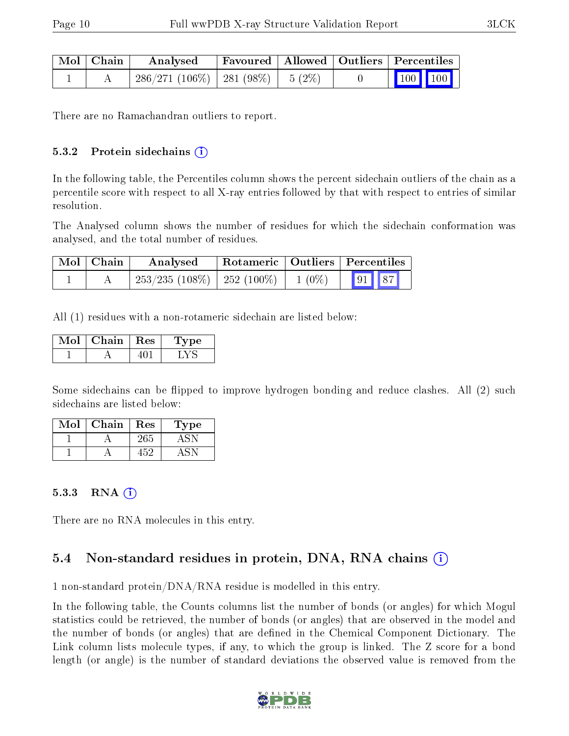| Mol | Chain | Analysed | Favoured | Allowed | Outliers | Percentiles | |
|---|---|---|---|---|---|---|---|
| 1 | A | 286/271 (106%) | 281 (98%) | 5 (2%) | 0 | 100 | 100 |

There are no Ramachandran outliers to report.

#### 5.3.2 Protein sidechains

In the following table, the Percentiles column shows the percent sidechain outliers of the chain as a percentile score with respect to all X-ray entries followed by that with respect to entries of similar resolution.

The Analysed column shows the number of residues for which the sidechain conformation was analysed, and the total number of residues.

| Mol | Chain | Analysed | Rotameric | Outliers | Percentiles | |
|---|---|---|---|---|---|---|
| 1 | A | 253/235 (108%) | 252 (100%) | 1 (0%) | 91 | 87 |

All (1) residues with a non-rotameric sidechain are listed below:

| Mol | Chain | Res | Type |
|---|---|---|---|
| 1 | A | 401 | LYS |

Some sidechains can be flipped to improve hydrogen bonding and reduce clashes. All (2) such sidechains are listed below:

| Mol | Chain | Res | Type |
|---|---|---|---|
| 1 | A | 265 | ASN |
| 1 | A | 452 | ASN |

#### 5.3.3 RNA

There are no RNA molecules in this entry.

### 5.4 Non-standard residues in protein, DNA, RNA chains

1 non-standard protein/DNA/RNA residue is modelled in this entry.

In the following table, the Counts columns list the number of bonds (or angles) for which Mogul statistics could be retrieved, the number of bonds (or angles) that are observed in the model and the number of bonds (or angles) that are defined in the Chemical Component Dictionary. The Link column lists molecule types, if any, to which the group is linked. The Z score for a bond length (or angle) is the number of standard deviations the observed value is removed from the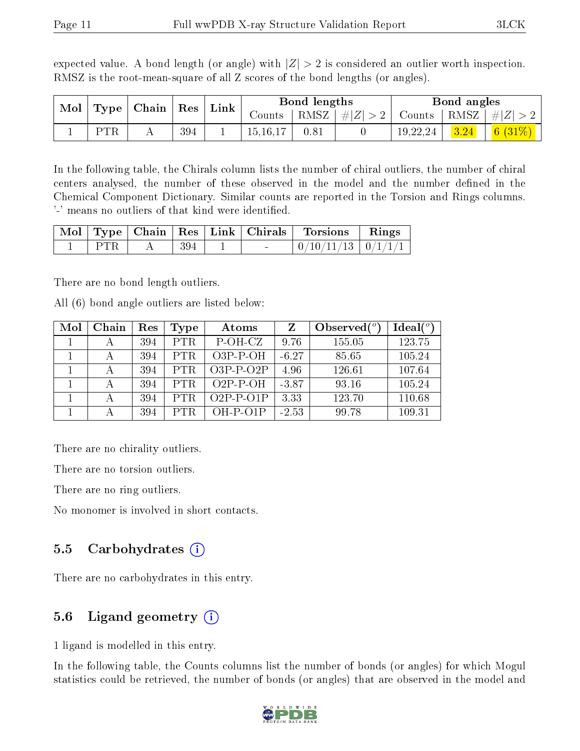expected value. A bond length (or angle) with $|Z| > 2$ is considered an outlier worth inspection. RMSZ is the root-mean-square of all Z scores of the bond lengths (or angles).

| Mol | Type | Chain | Res | Link | Bond lengths | | | Bond angles | | |
|---|---|---|---|---|---|---|---|---|---|---|
| | | | | | Counts | RMSZ | $\#\|Z\| > 2$ | Counts | RMSZ | $\#\|Z\| > 2$ |
| 1 | PTR | A | 394 | 1 | 15,16,17 | 0.81 | 0 | 19,22,24 | 3.24 | 6 (31%) |

In the following table, the Chirals column lists the number of chiral outliers, the number of chiral centers analysed, the number of these observed in the model and the number defined in the Chemical Component Dictionary. Similar counts are reported in the Torsion and Rings columns. '-' means no outliers of that kind were identified.

| Mol | Type | Chain | Res | Link | Chirals | Torsions | Rings |
|---|---|---|---|---|---|---|---|
| 1 | PTR | A | 394 | 1 | - | 0/10/11/13 | 0/1/1/1 |

There are no bond length outliers.

All (6) bond angle outliers are listed below:

| Mol | Chain | Res | Type | Atoms | Z | Observed(°) | Ideal(°) |
|---|---|---|---|---|---|---|---|
| 1 | A | 394 | PTR | P-OH-CZ | 9.76 | 155.05 | 123.75 |
| 1 | A | 394 | PTR | O3P-P-OH | -6.27 | 85.65 | 105.24 |
| 1 | A | 394 | PTR | O3P-P-O2P | 4.96 | 126.61 | 107.64 |
| 1 | A | 394 | PTR | O2P-P-OH | -3.87 | 93.16 | 105.24 |
| 1 | A | 394 | PTR | O2P-P-O1P | 3.33 | 123.70 | 110.68 |
| 1 | A | 394 | PTR | OH-P-O1P | -2.53 | 99.78 | 109.31 |

There are no chirality outliers.

There are no torsion outliers.

There are no ring outliers.

No monomer is involved in short contacts.

## 5.5 Carbohydrates

There are no carbohydrates in this entry.

## 5.6 Ligand geometry

1 ligand is modelled in this entry.

In the following table, the Counts columns list the number of bonds (or angles) for which Mogul statistics could be retrieved, the number of bonds (or angles) that are observed in the model and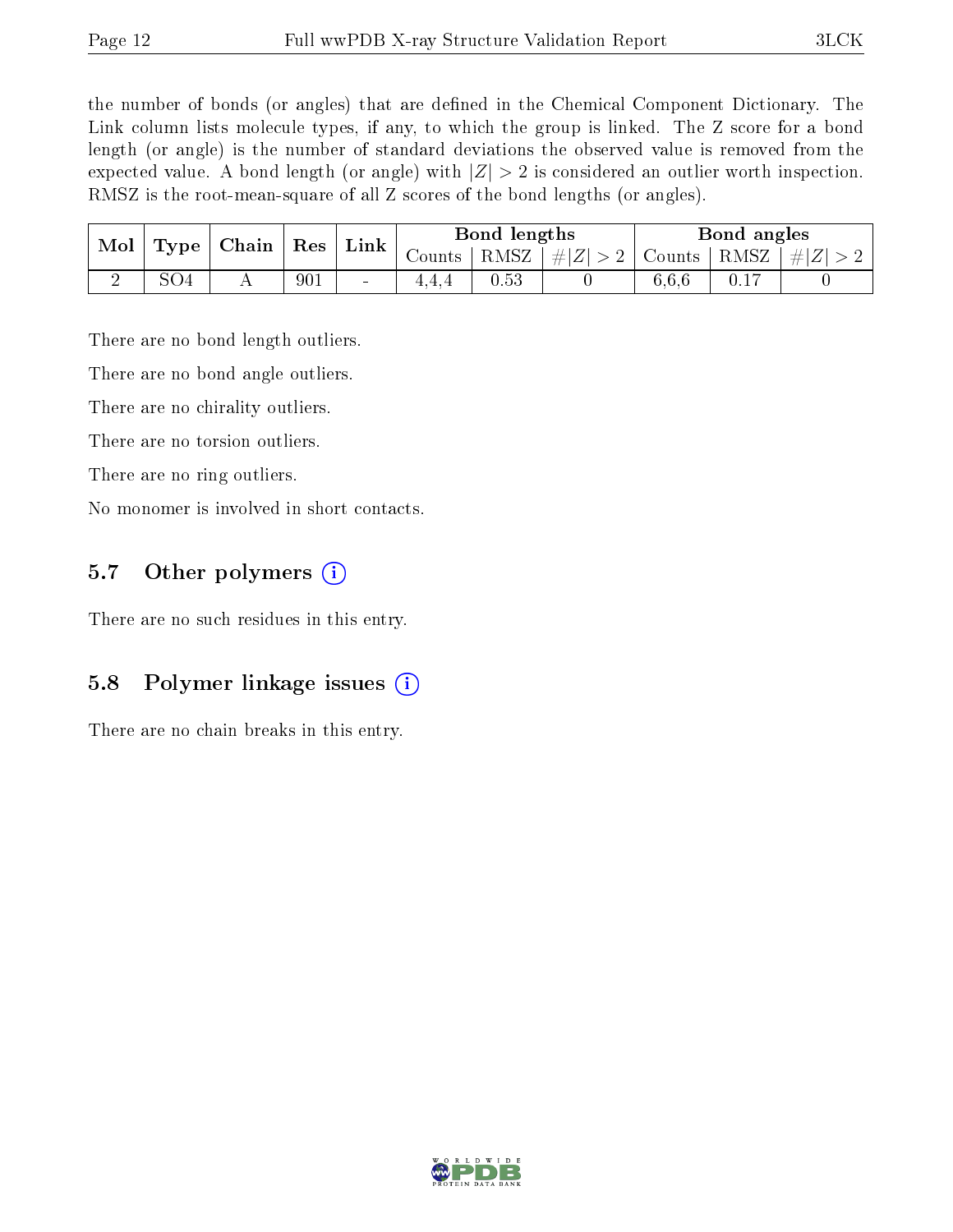the number of bonds (or angles) that are defined in the Chemical Component Dictionary. The Link column lists molecule types, if any, to which the group is linked. The Z score for a bond length (or angle) is the number of standard deviations the observed value is removed from the expected value. A bond length (or angle) with $|Z| > 2$ is considered an outlier worth inspection. RMSZ is the root-mean-square of all Z scores of the bond lengths (or angles).

| Mol | Type | Chain | Res | Link | Bond lengths | | | Bond angles | | |
|---|---|---|---|---|---|---|---|---|---|---|
| | | | | | Counts | RMSZ | $\#\|Z\| > 2$ | Counts | RMSZ | $\#\|Z\| > 2$ |
| 2 | SO4 | A | 901 | - | 4,4,4 | 0.53 | 0 | 6,6,6 | 0.17 | 0 |

There are no bond length outliers.

There are no bond angle outliers.

There are no chirality outliers.

There are no torsion outliers.

There are no ring outliers.

No monomer is involved in short contacts.

## 5.7 Other polymers

There are no such residues in this entry.

## 5.8 Polymer linkage issues

There are no chain breaks in this entry.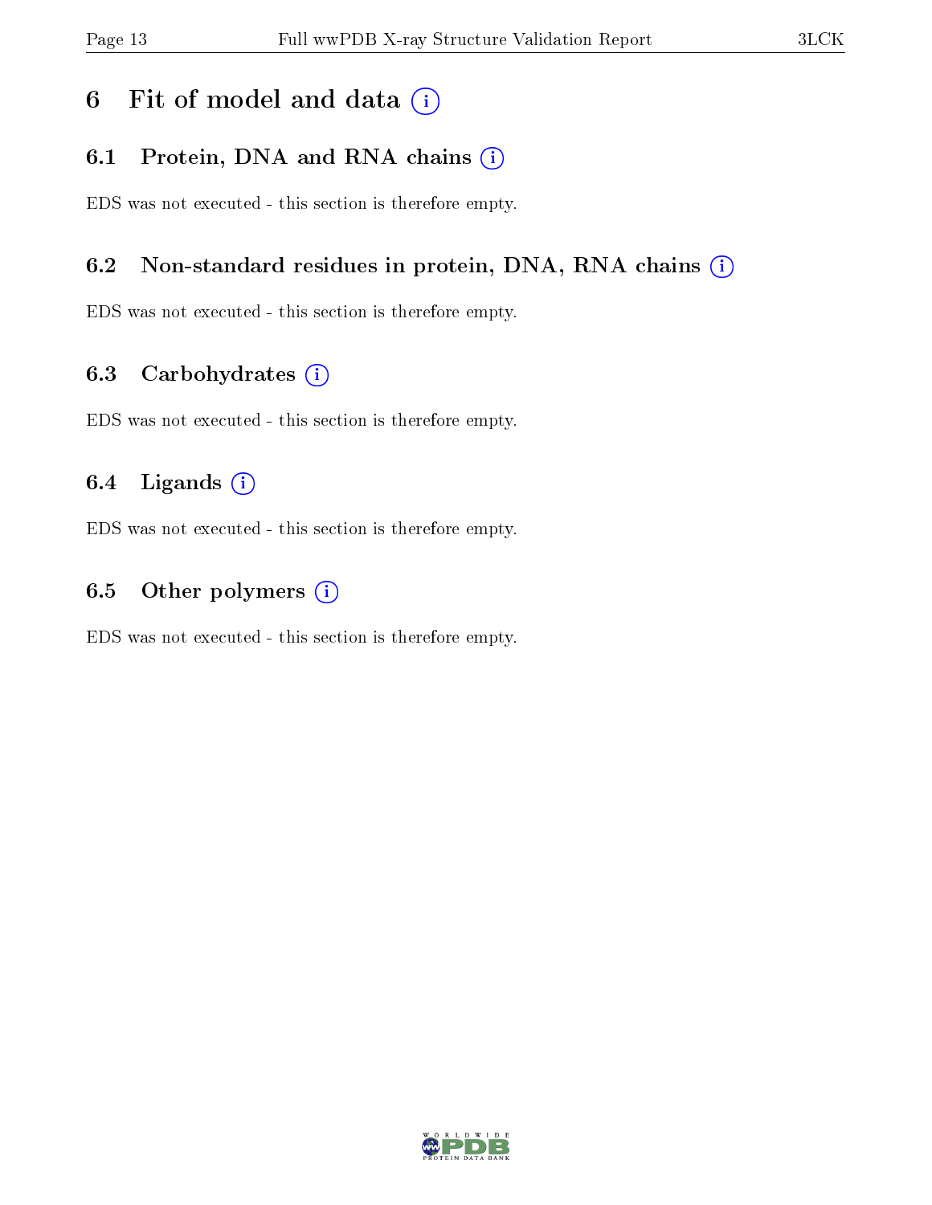# 6 Fit of model and data

## 6.1 Protein, DNA and RNA chains

EDS was not executed - this section is therefore empty.

## 6.2 Non-standard residues in protein, DNA, RNA chains

EDS was not executed - this section is therefore empty.

## 6.3 Carbohydrates

EDS was not executed - this section is therefore empty.

## 6.4 Ligands

EDS was not executed - this section is therefore empty.

## 6.5 Other polymers

EDS was not executed - this section is therefore empty.